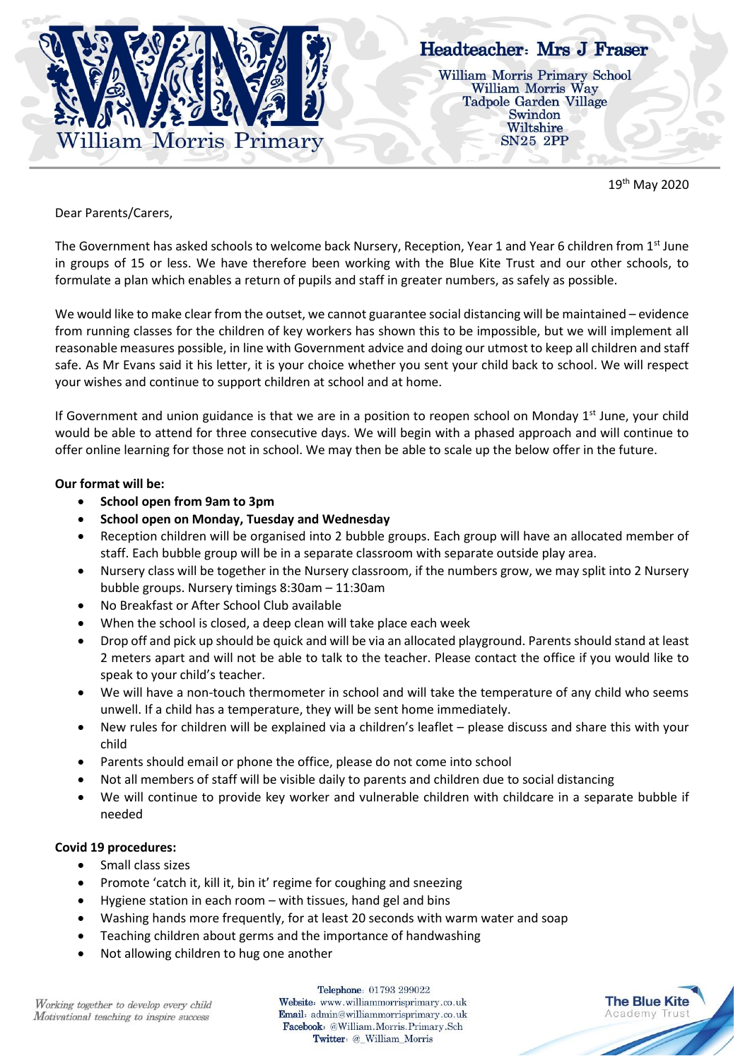William Morris Primary

**Headteacher: Mrs J Fraser**

William Morris Primary School
William Morris Way
Tadpole Garden Village
Swindon
Wiltshire
SN25 2PP

19th May 2020

Dear Parents/Carers,

The Government has asked schools to welcome back Nursery, Reception, Year 1 and Year 6 children from 1st June in groups of 15 or less. We have therefore been working with the Blue Kite Trust and our other schools, to formulate a plan which enables a return of pupils and staff in greater numbers, as safely as possible.

We would like to make clear from the outset, we cannot guarantee social distancing will be maintained – evidence from running classes for the children of key workers has shown this to be impossible, but we will implement all reasonable measures possible, in line with Government advice and doing our utmost to keep all children and staff safe. As Mr Evans said it his letter, it is your choice whether you sent your child back to school. We will respect your wishes and continue to support children at school and at home.

If Government and union guidance is that we are in a position to reopen school on Monday 1st June, your child would be able to attend for three consecutive days. We will begin with a phased approach and will continue to offer online learning for those not in school. We may then be able to scale up the below offer in the future.

**Our format will be:**

- **School open from 9am to 3pm**
- **School open on Monday, Tuesday and Wednesday**
- Reception children will be organised into 2 bubble groups. Each group will have an allocated member of staff. Each bubble group will be in a separate classroom with separate outside play area.
- Nursery class will be together in the Nursery classroom, if the numbers grow, we may split into 2 Nursery bubble groups. Nursery timings 8:30am – 11:30am
- No Breakfast or After School Club available
- When the school is closed, a deep clean will take place each week
- Drop off and pick up should be quick and will be via an allocated playground. Parents should stand at least 2 meters apart and will not be able to talk to the teacher. Please contact the office if you would like to speak to your child's teacher.
- We will have a non-touch thermometer in school and will take the temperature of any child who seems unwell. If a child has a temperature, they will be sent home immediately.
- New rules for children will be explained via a children's leaflet – please discuss and share this with your child
- Parents should email or phone the office, please do not come into school
- Not all members of staff will be visible daily to parents and children due to social distancing
- We will continue to provide key worker and vulnerable children with childcare in a separate bubble if needed

**Covid 19 procedures:**

- Small class sizes
- Promote 'catch it, kill it, bin it' regime for coughing and sneezing
- Hygiene station in each room – with tissues, hand gel and bins
- Washing hands more frequently, for at least 20 seconds with warm water and soap
- Teaching children about germs and the importance of handwashing
- Not allowing children to hug one another

*Working together to develop every child*
*Motivational teaching to inspire success*

**Telephone:** 01793 299022
**Website:** www.williammorrisprimary.co.uk
**Email:** admin@williammorrisprimary.co.uk
**Facebook:** @William.Morris.Primary.Sch
**Twitter:** @_William_Morris

The Blue Kite Academy Trust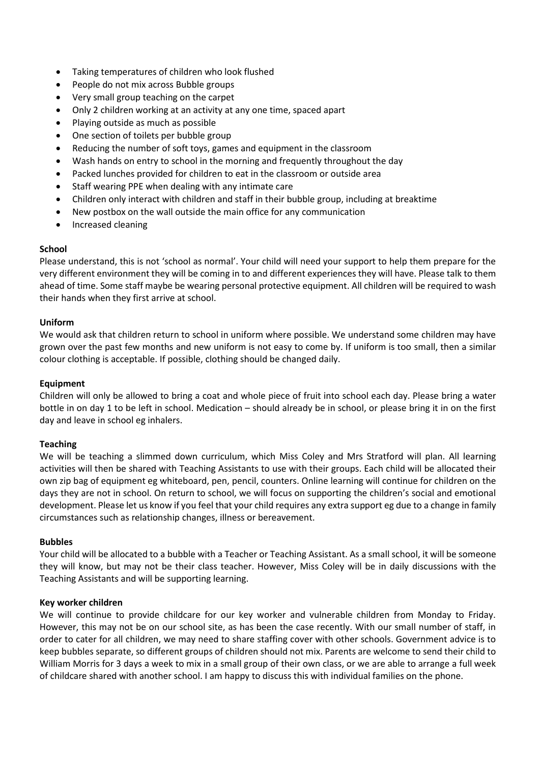- Taking temperatures of children who look flushed
- People do not mix across Bubble groups
- Very small group teaching on the carpet
- Only 2 children working at an activity at any one time, spaced apart
- Playing outside as much as possible
- One section of toilets per bubble group
- Reducing the number of soft toys, games and equipment in the classroom
- Wash hands on entry to school in the morning and frequently throughout the day
- Packed lunches provided for children to eat in the classroom or outside area
- Staff wearing PPE when dealing with any intimate care
- Children only interact with children and staff in their bubble group, including at breaktime
- New postbox on the wall outside the main office for any communication
- Increased cleaning

**School**

Please understand, this is not 'school as normal'. Your child will need your support to help them prepare for the very different environment they will be coming in to and different experiences they will have. Please talk to them ahead of time. Some staff maybe be wearing personal protective equipment. All children will be required to wash their hands when they first arrive at school.

**Uniform**

We would ask that children return to school in uniform where possible. We understand some children may have grown over the past few months and new uniform is not easy to come by. If uniform is too small, then a similar colour clothing is acceptable. If possible, clothing should be changed daily.

**Equipment**

Children will only be allowed to bring a coat and whole piece of fruit into school each day. Please bring a water bottle in on day 1 to be left in school. Medication – should already be in school, or please bring it in on the first day and leave in school eg inhalers.

**Teaching**

We will be teaching a slimmed down curriculum, which Miss Coley and Mrs Stratford will plan. All learning activities will then be shared with Teaching Assistants to use with their groups. Each child will be allocated their own zip bag of equipment eg whiteboard, pen, pencil, counters. Online learning will continue for children on the days they are not in school. On return to school, we will focus on supporting the children's social and emotional development. Please let us know if you feel that your child requires any extra support eg due to a change in family circumstances such as relationship changes, illness or bereavement.

**Bubbles**

Your child will be allocated to a bubble with a Teacher or Teaching Assistant. As a small school, it will be someone they will know, but may not be their class teacher. However, Miss Coley will be in daily discussions with the Teaching Assistants and will be supporting learning.

**Key worker children**

We will continue to provide childcare for our key worker and vulnerable children from Monday to Friday. However, this may not be on our school site, as has been the case recently. With our small number of staff, in order to cater for all children, we may need to share staffing cover with other schools. Government advice is to keep bubbles separate, so different groups of children should not mix. Parents are welcome to send their child to William Morris for 3 days a week to mix in a small group of their own class, or we are able to arrange a full week of childcare shared with another school. I am happy to discuss this with individual families on the phone.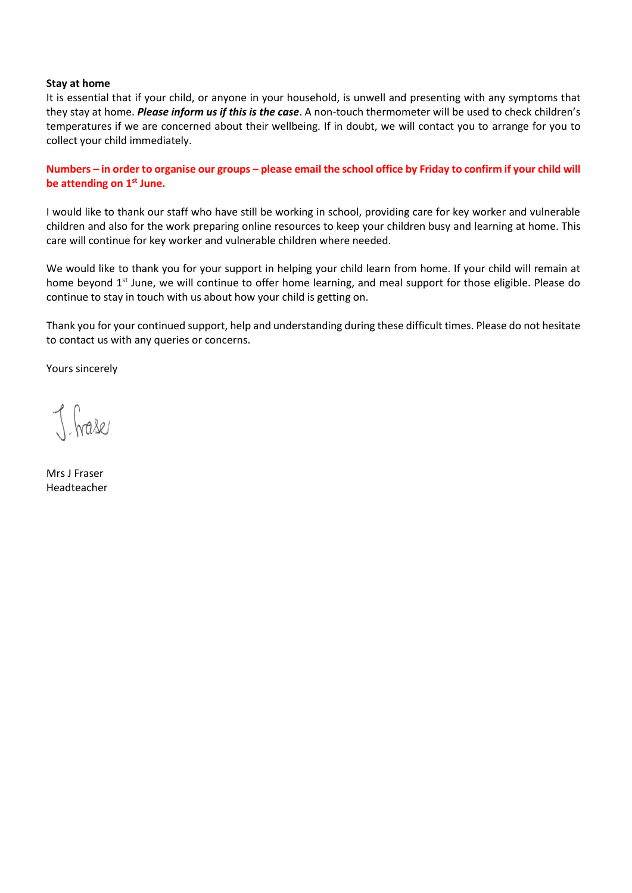**Stay at home**

It is essential that if your child, or anyone in your household, is unwell and presenting with any symptoms that they stay at home. ***Please inform us if this is the case***. A non-touch thermometer will be used to check children's temperatures if we are concerned about their wellbeing. If in doubt, we will contact you to arrange for you to collect your child immediately.

**Numbers – in order to organise our groups – please email the school office by Friday to confirm if your child will be attending on 1st June.**

I would like to thank our staff who have still be working in school, providing care for key worker and vulnerable children and also for the work preparing online resources to keep your children busy and learning at home. This care will continue for key worker and vulnerable children where needed.

We would like to thank you for your support in helping your child learn from home. If your child will remain at home beyond 1st June, we will continue to offer home learning, and meal support for those eligible. Please do continue to stay in touch with us about how your child is getting on.

Thank you for your continued support, help and understanding during these difficult times. Please do not hesitate to contact us with any queries or concerns.

Yours sincerely

J. Fraser

Mrs J Fraser
Headteacher